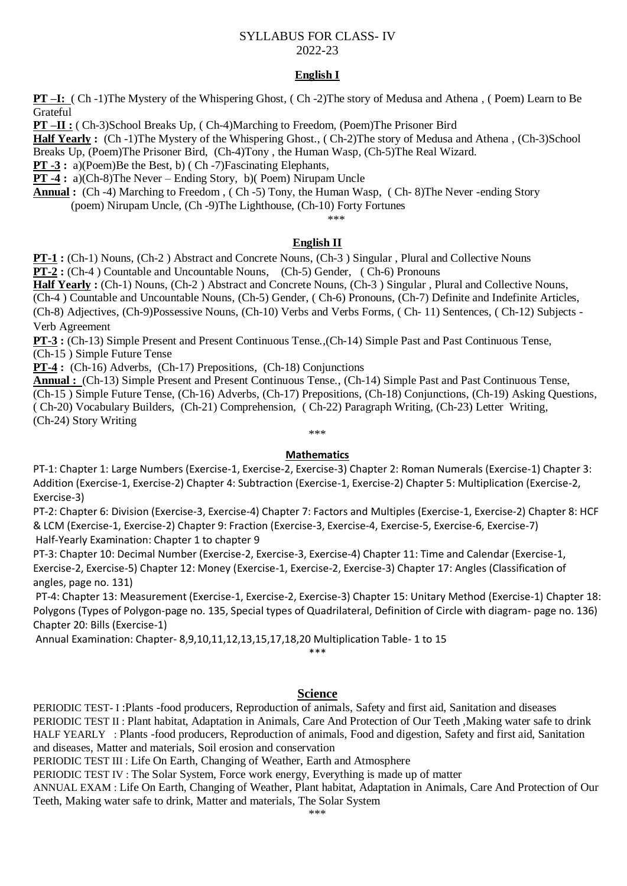# SYLLABUS FOR CLASS- IV
## 2022-23

### English I

**PT –I:** ( Ch -1)The Mystery of the Whispering Ghost, ( Ch -2)The story of Medusa and Athena , ( Poem) Learn to Be Grateful

**PT –II :** ( Ch-3)School Breaks Up, ( Ch-4)Marching to Freedom, (Poem)The Prisoner Bird

**Half Yearly :** (Ch -1)The Mystery of the Whispering Ghost., ( Ch-2)The story of Medusa and Athena , (Ch-3)School Breaks Up, (Poem)The Prisoner Bird, (Ch-4)Tony , the Human Wasp, (Ch-5)The Real Wizard.

**PT -3 :** a)(Poem)Be the Best, b) ( Ch -7)Fascinating Elephants,

**PT -4 :** a)(Ch-8)The Never – Ending Story, b)( Poem) Nirupam Uncle

**Annual :** (Ch -4) Marching to Freedom , ( Ch -5) Tony, the Human Wasp, ( Ch- 8)The Never -ending Story (poem) Nirupam Uncle, (Ch -9)The Lighthouse, (Ch-10) Forty Fortunes

\*\*\*

### English II

**PT-1 :** (Ch-1) Nouns, (Ch-2 ) Abstract and Concrete Nouns, (Ch-3 ) Singular , Plural and Collective Nouns

**PT-2 :** (Ch-4 ) Countable and Uncountable Nouns, (Ch-5) Gender, ( Ch-6) Pronouns

**Half Yearly :** (Ch-1) Nouns, (Ch-2 ) Abstract and Concrete Nouns, (Ch-3 ) Singular , Plural and Collective Nouns, (Ch-4 ) Countable and Uncountable Nouns, (Ch-5) Gender, ( Ch-6) Pronouns, (Ch-7) Definite and Indefinite Articles, (Ch-8) Adjectives, (Ch-9)Possessive Nouns, (Ch-10) Verbs and Verbs Forms, ( Ch- 11) Sentences, ( Ch-12) Subjects - Verb Agreement

**PT-3 :** (Ch-13) Simple Present and Present Continuous Tense.,(Ch-14) Simple Past and Past Continuous Tense, (Ch-15 ) Simple Future Tense

**PT-4 :** (Ch-16) Adverbs, (Ch-17) Prepositions, (Ch-18) Conjunctions

**Annual :** (Ch-13) Simple Present and Present Continuous Tense., (Ch-14) Simple Past and Past Continuous Tense, (Ch-15 ) Simple Future Tense, (Ch-16) Adverbs, (Ch-17) Prepositions, (Ch-18) Conjunctions, (Ch-19) Asking Questions, ( Ch-20) Vocabulary Builders, (Ch-21) Comprehension, ( Ch-22) Paragraph Writing, (Ch-23) Letter Writing, (Ch-24) Story Writing

\*\*\*

### Mathematics

PT-1: Chapter 1: Large Numbers (Exercise-1, Exercise-2, Exercise-3) Chapter 2: Roman Numerals (Exercise-1) Chapter 3: Addition (Exercise-1, Exercise-2) Chapter 4: Subtraction (Exercise-1, Exercise-2) Chapter 5: Multiplication (Exercise-2, Exercise-3)

PT-2: Chapter 6: Division (Exercise-3, Exercise-4) Chapter 7: Factors and Multiples (Exercise-1, Exercise-2) Chapter 8: HCF & LCM (Exercise-1, Exercise-2) Chapter 9: Fraction (Exercise-3, Exercise-4, Exercise-5, Exercise-6, Exercise-7)

Half-Yearly Examination: Chapter 1 to chapter 9

PT-3: Chapter 10: Decimal Number (Exercise-2, Exercise-3, Exercise-4) Chapter 11: Time and Calendar (Exercise-1, Exercise-2, Exercise-5) Chapter 12: Money (Exercise-1, Exercise-2, Exercise-3) Chapter 17: Angles (Classification of angles, page no. 131)

PT-4: Chapter 13: Measurement (Exercise-1, Exercise-2, Exercise-3) Chapter 15: Unitary Method (Exercise-1) Chapter 18: Polygons (Types of Polygon-page no. 135, Special types of Quadrilateral, Definition of Circle with diagram- page no. 136) Chapter 20: Bills (Exercise-1)

Annual Examination: Chapter- 8,9,10,11,12,13,15,17,18,20 Multiplication Table- 1 to 15

\*\*\*

### Science

PERIODIC TEST- I :Plants -food producers, Reproduction of animals, Safety and first aid, Sanitation and diseases

PERIODIC TEST II : Plant habitat, Adaptation in Animals, Care And Protection of Our Teeth ,Making water safe to drink

HALF YEARLY : Plants -food producers, Reproduction of animals, Food and digestion, Safety and first aid, Sanitation and diseases, Matter and materials, Soil erosion and conservation

PERIODIC TEST III : Life On Earth, Changing of Weather, Earth and Atmosphere

PERIODIC TEST IV : The Solar System, Force work energy, Everything is made up of matter

ANNUAL EXAM : Life On Earth, Changing of Weather, Plant habitat, Adaptation in Animals, Care And Protection of Our Teeth, Making water safe to drink, Matter and materials, The Solar System

\*\*\*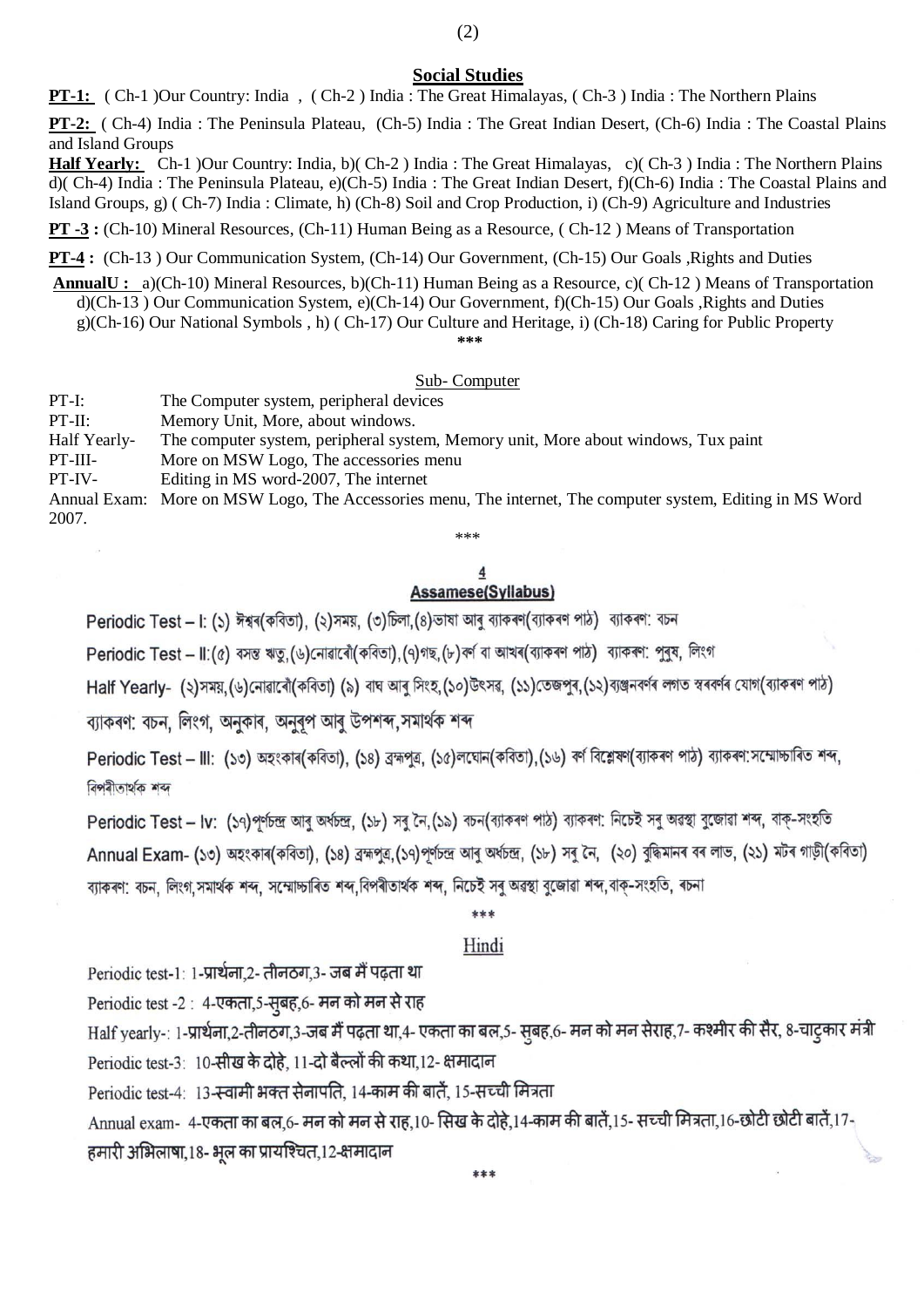## Social Studies

**PT-1:** ( Ch-1 )Our Country: India , ( Ch-2 ) India : The Great Himalayas, ( Ch-3 ) India : The Northern Plains

**PT-2:** ( Ch-4) India : The Peninsula Plateau, (Ch-5) India : The Great Indian Desert, (Ch-6) India : The Coastal Plains and Island Groups

**Half Yearly:** Ch-1 )Our Country: India, b)( Ch-2 ) India : The Great Himalayas, c)( Ch-3 ) India : The Northern Plains d)( Ch-4) India : The Peninsula Plateau, e)(Ch-5) India : The Great Indian Desert, f)(Ch-6) India : The Coastal Plains and Island Groups, g) ( Ch-7) India : Climate, h) (Ch-8) Soil and Crop Production, i) (Ch-9) Agriculture and Industries

**PT -3 :** (Ch-10) Mineral Resources, (Ch-11) Human Being as a Resource, ( Ch-12 ) Means of Transportation

**PT-4 :** (Ch-13 ) Our Communication System, (Ch-14) Our Government, (Ch-15) Our Goals ,Rights and Duties

**AnnualU :** a)(Ch-10) Mineral Resources, b)(Ch-11) Human Being as a Resource, c)( Ch-12 ) Means of Transportation d)(Ch-13 ) Our Communication System, e)(Ch-14) Our Government, f)(Ch-15) Our Goals ,Rights and Duties g)(Ch-16) Our National Symbols , h) ( Ch-17) Our Culture and Heritage, i) (Ch-18) Caring for Public Property

***

## Sub- Computer

| | |
|---|---|
| PT-I: | The Computer system, peripheral devices |
| PT-II: | Memory Unit, More, about windows. |
| Half Yearly- | The computer system, peripheral system, Memory unit, More about windows, Tux paint |
| PT-III- | More on MSW Logo, The accessories menu |
| PT-IV- | Editing in MS word-2007, The internet |
| Annual Exam: | More on MSW Logo, The Accessories menu, The internet, The computer system, Editing in MS Word 2007. |

***

4

## Assamese(Syllabus)

Periodic Test – I: (১) ঈশ্বৰ(কবিতা), (২)সময়, (৩)চিলা,(৪)ভাষা আৰু ব্যাকৰণ(ব্যাকৰণ পাঠ) ব্যাকৰণ: বচন

Periodic Test – II:(৫) বসন্ত ঋতু,(৬)নোৱাৰোঁ(কবিতা),(৭)গছ,(৮)বৰ্ণ বা আখৰ(ব্যাকৰণ পাঠ) ব্যাকৰণ: পুৰুষ, লিংগ

Half Yearly- (২)সময়,(৬)নোৱাৰোঁ(কবিতা) (৯) বাঘ আৰু সিংহ,(১০)উৎসৱ, (১১)তেজপুৰ,(১২)ব্যঞ্জনবৰ্ণৰ লগত স্বৰবৰ্ণৰ যোগ(ব্যাকৰণ পাঠ) ব্যাকৰণ: বচন, লিংগ, অনুকাৰ, অনুৰূপ আৰু উপশব্দ,সমাৰ্থক শব্দ

Periodic Test – III: (১৩) অহংকাৰ(কবিতা), (১৪) ব্ৰহ্মপুত্ৰ, (১৫)লঘোন(কবিতা),(১৬) বৰ্ণ বিশ্লেষণ(ব্যাকৰণ পাঠ) ব্যাকৰণ:সম্মোচ্চাৰিত শব্দ, বিপৰীতাৰ্থক শব্দ

Periodic Test – Iv: (১৭)পূৰ্ণচন্দ্ৰ আৰু অৰ্ধচন্দ্ৰ, (১৮) সৰু নৈ,(১৯) বচন(ব্যাকৰণ পাঠ) ব্যাকৰণ: নিচেই সৰু অৱস্থা বুজোৱা শব্দ, বাক্-সংহতি

Annual Exam- (১৩) অহংকাৰ(কবিতা), (১৪) ব্ৰহ্মপুত্ৰ,(১৭)পূৰ্ণচন্দ্ৰ আৰু অৰ্ধচন্দ্ৰ, (১৮) সৰু নৈ, (২০) বুদ্ধিমানৰ বৰ লাভ, (২১) মটৰ গাড়ী(কবিতা) ব্যাকৰণ: বচন, লিংগ,সমাৰ্থক শব্দ, সম্মোচ্চাৰিত শব্দ,বিপৰীতাৰ্থক শব্দ, নিচেই সৰু অৱস্থা বুজোৱা শব্দ,বাক্-সংহতি, ৰচনা

***

## Hindi

Periodic test-1: 1-प्रार्थना,2- तीनठग,3- जब मैं पढ़ता था

Periodic test -2 : 4-एकता,5-सुबह,6- मन को मन से राह

Half yearly-: 1-प्रार्थना,2-तीनठग,3-जब मैं पढ़ता था,4- एकता का बल,5- सुबह,6- मन को मन सेराह,7- कश्मीर की सैर, 8-चाटुकार मंत्री

Periodic test-3: 10-सीख के दोहे, 11-दो बैल्लों की कथा,12- क्षमादान

Periodic test-4: 13-स्वामी भक्त सेनापति, 14-काम की बातें, 15-सच्ची मित्रता

Annual exam- 4-एकता का बल,6- मन को मन से राह,10- सिख के दोहे,14-काम की बातें,15- सच्ची मित्रता,16-छोटी छोटी बातें,17-हमारी अभिलाषा,18- भूल का प्रायश्चित,12-क्षमादान

***